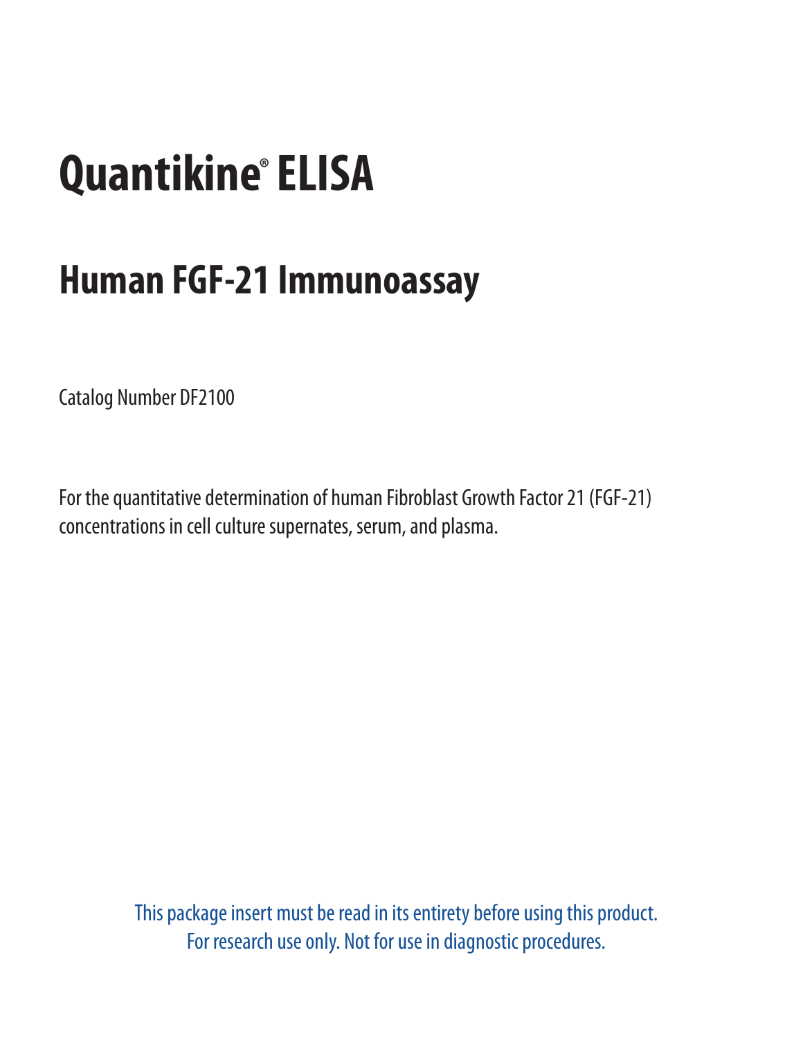# Quantikine® ELISA

## Human FGF-21 Immunoassay

Catalog Number DF2100

For the quantitative determination of human Fibroblast Growth Factor 21 (FGF-21) concentrations in cell culture supernates, serum, and plasma.

This package insert must be read in its entirety before using this product.
For research use only. Not for use in diagnostic procedures.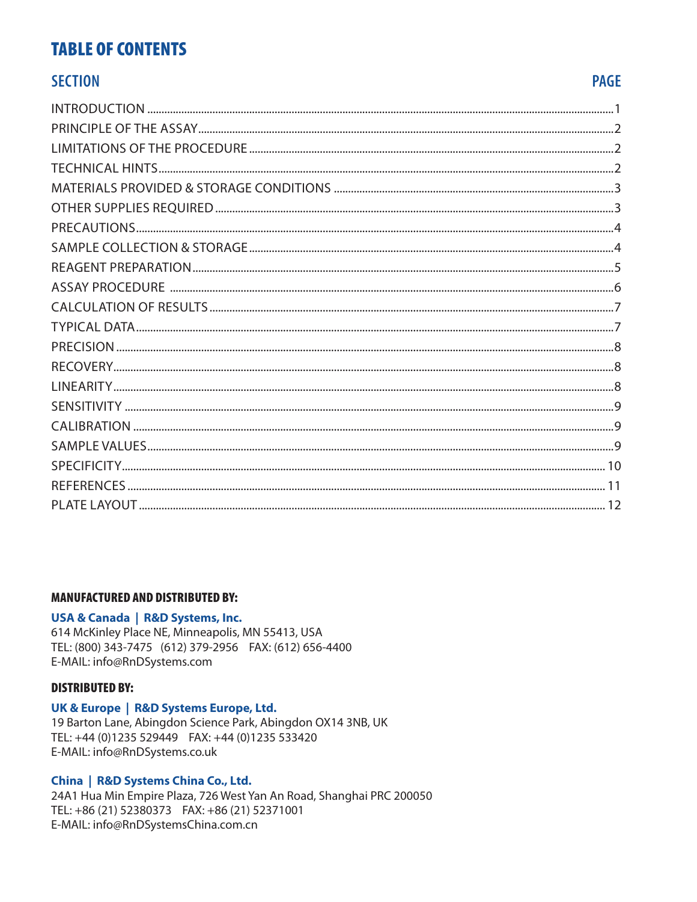# TABLE OF CONTENTS

| SECTION | PAGE |
| --- | --- |
| INTRODUCTION | 1 |
| PRINCIPLE OF THE ASSAY | 2 |
| LIMITATIONS OF THE PROCEDURE | 2 |
| TECHNICAL HINTS | 2 |
| MATERIALS PROVIDED & STORAGE CONDITIONS | 3 |
| OTHER SUPPLIES REQUIRED | 3 |
| PRECAUTIONS | 4 |
| SAMPLE COLLECTION & STORAGE | 4 |
| REAGENT PREPARATION | 5 |
| ASSAY PROCEDURE | 6 |
| CALCULATION OF RESULTS | 7 |
| TYPICAL DATA | 7 |
| PRECISION | 8 |
| RECOVERY | 8 |
| LINEARITY | 8 |
| SENSITIVITY | 9 |
| CALIBRATION | 9 |
| SAMPLE VALUES | 9 |
| SPECIFICITY | 10 |
| REFERENCES | 11 |
| PLATE LAYOUT | 12 |

**MANUFACTURED AND DISTRIBUTED BY:**

**USA & Canada | R&D Systems, Inc.**
614 McKinley Place NE, Minneapolis, MN 55413, USA
TEL: (800) 343-7475 (612) 379-2956 FAX: (612) 656-4400
E-MAIL: info@RnDSystems.com

**DISTRIBUTED BY:**

**UK & Europe | R&D Systems Europe, Ltd.**
19 Barton Lane, Abingdon Science Park, Abingdon OX14 3NB, UK
TEL: +44 (0)1235 529449 FAX: +44 (0)1235 533420
E-MAIL: info@RnDSystems.co.uk

**China | R&D Systems China Co., Ltd.**
24A1 Hua Min Empire Plaza, 726 West Yan An Road, Shanghai PRC 200050
TEL: +86 (21) 52380373 FAX: +86 (21) 52371001
E-MAIL: info@RnDSystemsChina.com.cn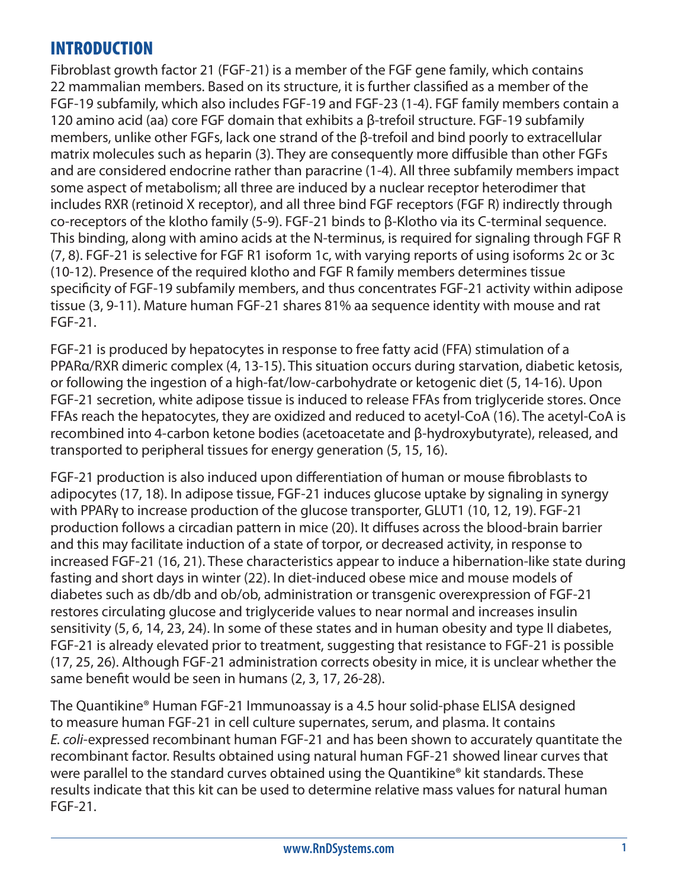# INTRODUCTION

Fibroblast growth factor 21 (FGF-21) is a member of the FGF gene family, which contains 22 mammalian members. Based on its structure, it is further classified as a member of the FGF-19 subfamily, which also includes FGF-19 and FGF-23 (1-4). FGF family members contain a 120 amino acid (aa) core FGF domain that exhibits a β-trefoil structure. FGF-19 subfamily members, unlike other FGFs, lack one strand of the β-trefoil and bind poorly to extracellular matrix molecules such as heparin (3). They are consequently more diffusible than other FGFs and are considered endocrine rather than paracrine (1-4). All three subfamily members impact some aspect of metabolism; all three are induced by a nuclear receptor heterodimer that includes RXR (retinoid X receptor), and all three bind FGF receptors (FGF R) indirectly through co-receptors of the klotho family (5-9). FGF-21 binds to β-Klotho via its C-terminal sequence. This binding, along with amino acids at the N-terminus, is required for signaling through FGF R (7, 8). FGF-21 is selective for FGF R1 isoform 1c, with varying reports of using isoforms 2c or 3c (10-12). Presence of the required klotho and FGF R family members determines tissue specificity of FGF-19 subfamily members, and thus concentrates FGF-21 activity within adipose tissue (3, 9-11). Mature human FGF-21 shares 81% aa sequence identity with mouse and rat FGF-21.

FGF-21 is produced by hepatocytes in response to free fatty acid (FFA) stimulation of a PPARα/RXR dimeric complex (4, 13-15). This situation occurs during starvation, diabetic ketosis, or following the ingestion of a high-fat/low-carbohydrate or ketogenic diet (5, 14-16). Upon FGF-21 secretion, white adipose tissue is induced to release FFAs from triglyceride stores. Once FFAs reach the hepatocytes, they are oxidized and reduced to acetyl-CoA (16). The acetyl-CoA is recombined into 4-carbon ketone bodies (acetoacetate and β-hydroxybutyrate), released, and transported to peripheral tissues for energy generation (5, 15, 16).

FGF-21 production is also induced upon differentiation of human or mouse fibroblasts to adipocytes (17, 18). In adipose tissue, FGF-21 induces glucose uptake by signaling in synergy with PPARγ to increase production of the glucose transporter, GLUT1 (10, 12, 19). FGF-21 production follows a circadian pattern in mice (20). It diffuses across the blood-brain barrier and this may facilitate induction of a state of torpor, or decreased activity, in response to increased FGF-21 (16, 21). These characteristics appear to induce a hibernation-like state during fasting and short days in winter (22). In diet-induced obese mice and mouse models of diabetes such as db/db and ob/ob, administration or transgenic overexpression of FGF-21 restores circulating glucose and triglyceride values to near normal and increases insulin sensitivity (5, 6, 14, 23, 24). In some of these states and in human obesity and type II diabetes, FGF-21 is already elevated prior to treatment, suggesting that resistance to FGF-21 is possible (17, 25, 26). Although FGF-21 administration corrects obesity in mice, it is unclear whether the same benefit would be seen in humans (2, 3, 17, 26-28).

The Quantikine® Human FGF-21 Immunoassay is a 4.5 hour solid-phase ELISA designed to measure human FGF-21 in cell culture supernates, serum, and plasma. It contains *E. coli*-expressed recombinant human FGF-21 and has been shown to accurately quantitate the recombinant factor. Results obtained using natural human FGF-21 showed linear curves that were parallel to the standard curves obtained using the Quantikine® kit standards. These results indicate that this kit can be used to determine relative mass values for natural human FGF-21.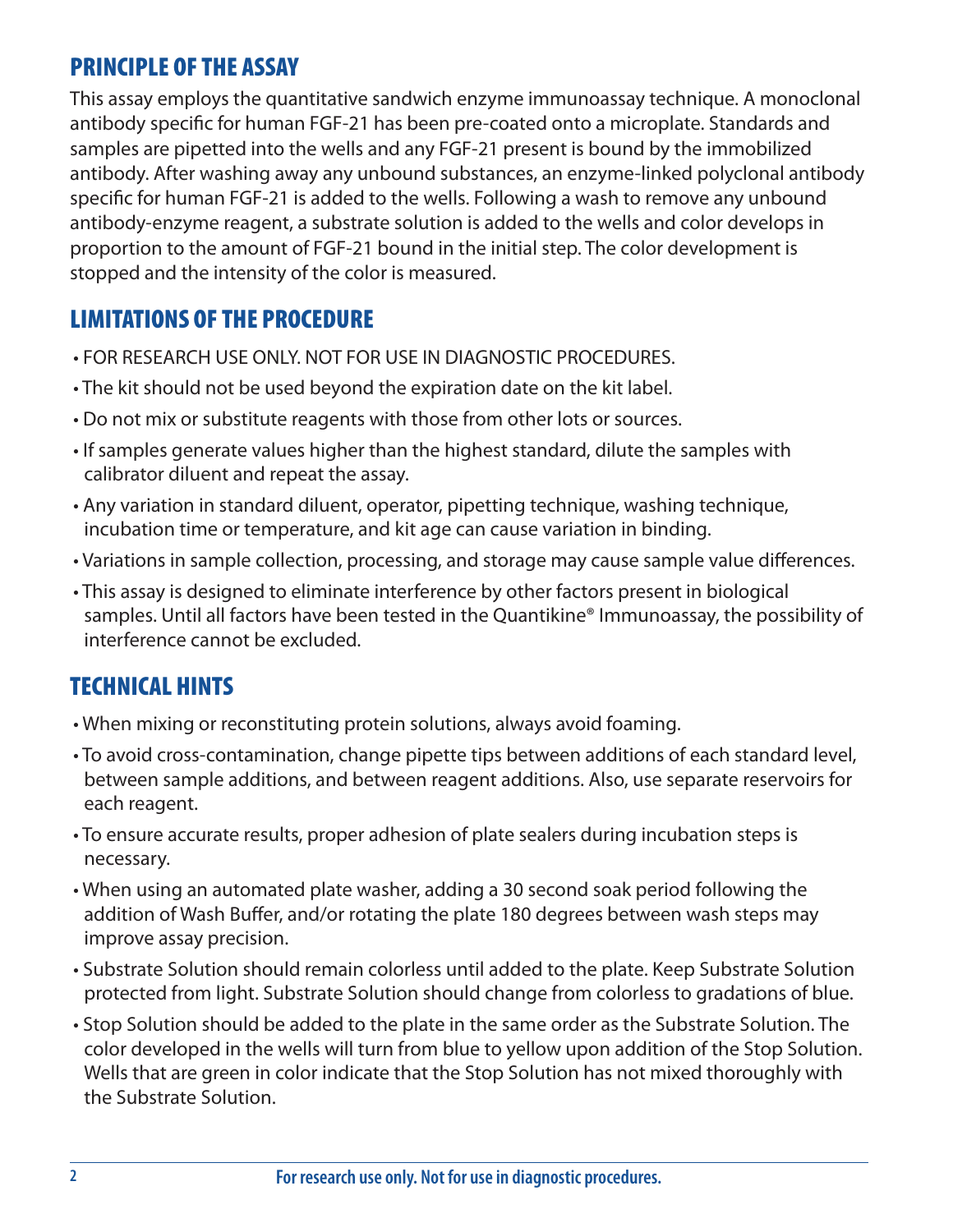## PRINCIPLE OF THE ASSAY

This assay employs the quantitative sandwich enzyme immunoassay technique. A monoclonal antibody specific for human FGF-21 has been pre-coated onto a microplate. Standards and samples are pipetted into the wells and any FGF-21 present is bound by the immobilized antibody. After washing away any unbound substances, an enzyme-linked polyclonal antibody specific for human FGF-21 is added to the wells. Following a wash to remove any unbound antibody-enzyme reagent, a substrate solution is added to the wells and color develops in proportion to the amount of FGF-21 bound in the initial step. The color development is stopped and the intensity of the color is measured.

## LIMITATIONS OF THE PROCEDURE

- FOR RESEARCH USE ONLY. NOT FOR USE IN DIAGNOSTIC PROCEDURES.
- The kit should not be used beyond the expiration date on the kit label.
- Do not mix or substitute reagents with those from other lots or sources.
- If samples generate values higher than the highest standard, dilute the samples with calibrator diluent and repeat the assay.
- Any variation in standard diluent, operator, pipetting technique, washing technique, incubation time or temperature, and kit age can cause variation in binding.
- Variations in sample collection, processing, and storage may cause sample value differences.
- This assay is designed to eliminate interference by other factors present in biological samples. Until all factors have been tested in the Quantikine® Immunoassay, the possibility of interference cannot be excluded.

## TECHNICAL HINTS

- When mixing or reconstituting protein solutions, always avoid foaming.
- To avoid cross-contamination, change pipette tips between additions of each standard level, between sample additions, and between reagent additions. Also, use separate reservoirs for each reagent.
- To ensure accurate results, proper adhesion of plate sealers during incubation steps is necessary.
- When using an automated plate washer, adding a 30 second soak period following the addition of Wash Buffer, and/or rotating the plate 180 degrees between wash steps may improve assay precision.
- Substrate Solution should remain colorless until added to the plate. Keep Substrate Solution protected from light. Substrate Solution should change from colorless to gradations of blue.
- Stop Solution should be added to the plate in the same order as the Substrate Solution. The color developed in the wells will turn from blue to yellow upon addition of the Stop Solution. Wells that are green in color indicate that the Stop Solution has not mixed thoroughly with the Substrate Solution.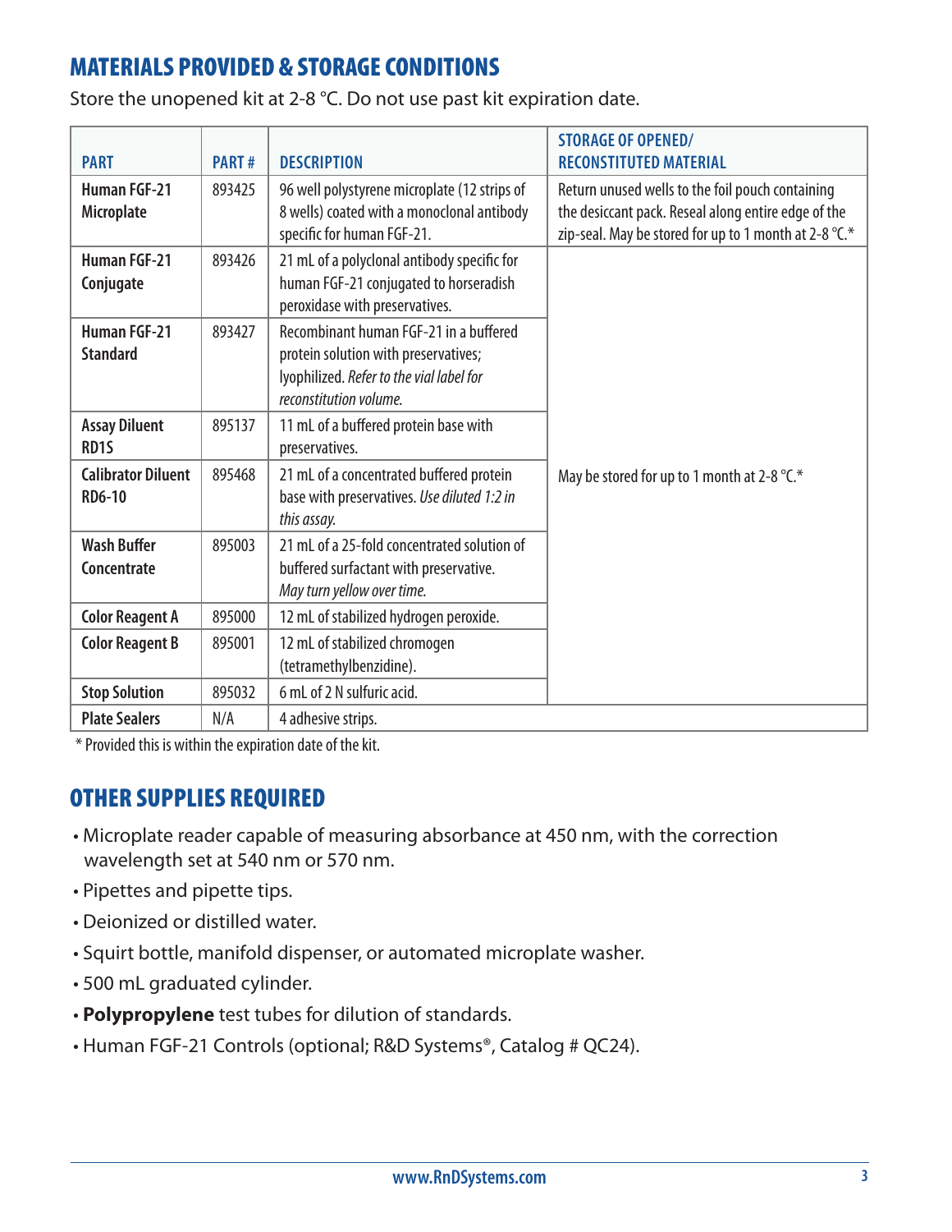## MATERIALS PROVIDED & STORAGE CONDITIONS

Store the unopened kit at 2-8 °C. Do not use past kit expiration date.

| PART | PART # | DESCRIPTION | STORAGE OF OPENED/ RECONSTITUTED MATERIAL |
|---|---|---|---|
| **Human FGF-21 Microplate** | 893425 | 96 well polystyrene microplate (12 strips of 8 wells) coated with a monoclonal antibody specific for human FGF-21. | Return unused wells to the foil pouch containing the desiccant pack. Reseal along entire edge of the zip-seal. May be stored for up to 1 month at 2-8 °C.* |
| **Human FGF-21 Conjugate** | 893426 | 21 mL of a polyclonal antibody specific for human FGF-21 conjugated to horseradish peroxidase with preservatives. | May be stored for up to 1 month at 2-8 °C.* |
| **Human FGF-21 Standard** | 893427 | Recombinant human FGF-21 in a buffered protein solution with preservatives; lyophilized. *Refer to the vial label for reconstitution volume.* | |
| **Assay Diluent RD1S** | 895137 | 11 mL of a buffered protein base with preservatives. | |
| **Calibrator Diluent RD6-10** | 895468 | 21 mL of a concentrated buffered protein base with preservatives. *Use diluted 1:2 in this assay.* | |
| **Wash Buffer Concentrate** | 895003 | 21 mL of a 25-fold concentrated solution of buffered surfactant with preservative. *May turn yellow over time.* | |
| **Color Reagent A** | 895000 | 12 mL of stabilized hydrogen peroxide. | |
| **Color Reagent B** | 895001 | 12 mL of stabilized chromogen (tetramethylbenzidine). | |
| **Stop Solution** | 895032 | 6 mL of 2 N sulfuric acid. | |
| **Plate Sealers** | N/A | 4 adhesive strips. | |

\* Provided this is within the expiration date of the kit.

## OTHER SUPPLIES REQUIRED

- Microplate reader capable of measuring absorbance at 450 nm, with the correction wavelength set at 540 nm or 570 nm.
- Pipettes and pipette tips.
- Deionized or distilled water.
- Squirt bottle, manifold dispenser, or automated microplate washer.
- 500 mL graduated cylinder.
- **Polypropylene** test tubes for dilution of standards.
- Human FGF-21 Controls (optional; R&D Systems®, Catalog # QC24).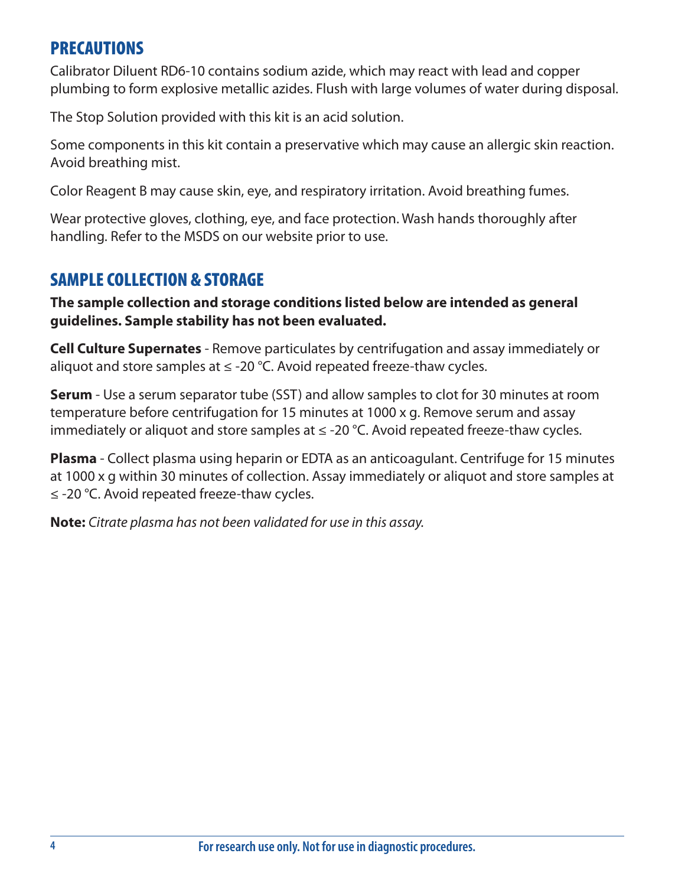## PRECAUTIONS

Calibrator Diluent RD6-10 contains sodium azide, which may react with lead and copper plumbing to form explosive metallic azides. Flush with large volumes of water during disposal.

The Stop Solution provided with this kit is an acid solution.

Some components in this kit contain a preservative which may cause an allergic skin reaction. Avoid breathing mist.

Color Reagent B may cause skin, eye, and respiratory irritation. Avoid breathing fumes.

Wear protective gloves, clothing, eye, and face protection. Wash hands thoroughly after handling. Refer to the MSDS on our website prior to use.

## SAMPLE COLLECTION & STORAGE

**The sample collection and storage conditions listed below are intended as general guidelines. Sample stability has not been evaluated.**

**Cell Culture Supernates** - Remove particulates by centrifugation and assay immediately or aliquot and store samples at ≤ -20 °C. Avoid repeated freeze-thaw cycles.

**Serum** - Use a serum separator tube (SST) and allow samples to clot for 30 minutes at room temperature before centrifugation for 15 minutes at 1000 x g. Remove serum and assay immediately or aliquot and store samples at ≤ -20 °C. Avoid repeated freeze-thaw cycles.

**Plasma** - Collect plasma using heparin or EDTA as an anticoagulant. Centrifuge for 15 minutes at 1000 x g within 30 minutes of collection. Assay immediately or aliquot and store samples at ≤ -20 °C. Avoid repeated freeze-thaw cycles.

**Note:** *Citrate plasma has not been validated for use in this assay.*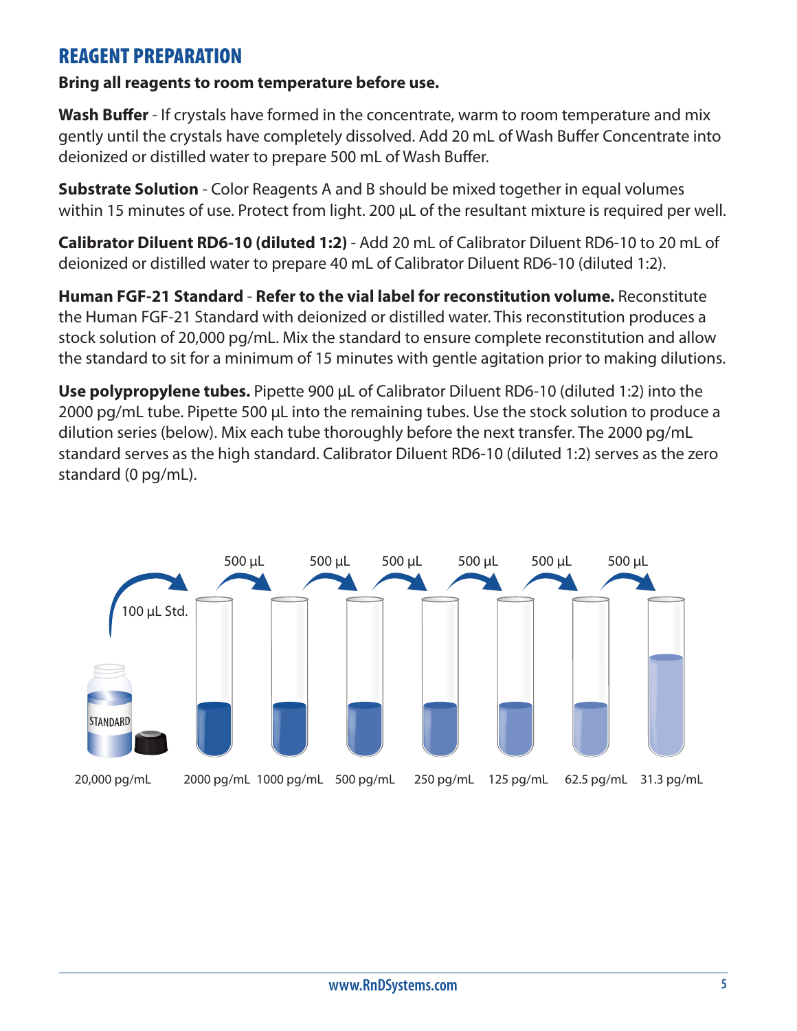## REAGENT PREPARATION

**Bring all reagents to room temperature before use.**

**Wash Buffer** - If crystals have formed in the concentrate, warm to room temperature and mix gently until the crystals have completely dissolved. Add 20 mL of Wash Buffer Concentrate into deionized or distilled water to prepare 500 mL of Wash Buffer.

**Substrate Solution** - Color Reagents A and B should be mixed together in equal volumes within 15 minutes of use. Protect from light. 200 µL of the resultant mixture is required per well.

**Calibrator Diluent RD6-10 (diluted 1:2)** - Add 20 mL of Calibrator Diluent RD6-10 to 20 mL of deionized or distilled water to prepare 40 mL of Calibrator Diluent RD6-10 (diluted 1:2).

**Human FGF-21 Standard** - **Refer to the vial label for reconstitution volume.** Reconstitute the Human FGF-21 Standard with deionized or distilled water. This reconstitution produces a stock solution of 20,000 pg/mL. Mix the standard to ensure complete reconstitution and allow the standard to sit for a minimum of 15 minutes with gentle agitation prior to making dilutions.

**Use polypropylene tubes.** Pipette 900 µL of Calibrator Diluent RD6-10 (diluted 1:2) into the 2000 pg/mL tube. Pipette 500 µL into the remaining tubes. Use the stock solution to produce a dilution series (below). Mix each tube thoroughly before the next transfer. The 2000 pg/mL standard serves as the high standard. Calibrator Diluent RD6-10 (diluted 1:2) serves as the zero standard (0 pg/mL).

100 µL Std. → 500 µL → 500 µL → 500 µL → 500 µL → 500 µL → 500 µL

STANDARD 20,000 pg/mL | 2000 pg/mL | 1000 pg/mL | 500 pg/mL | 250 pg/mL | 125 pg/mL | 62.5 pg/mL | 31.3 pg/mL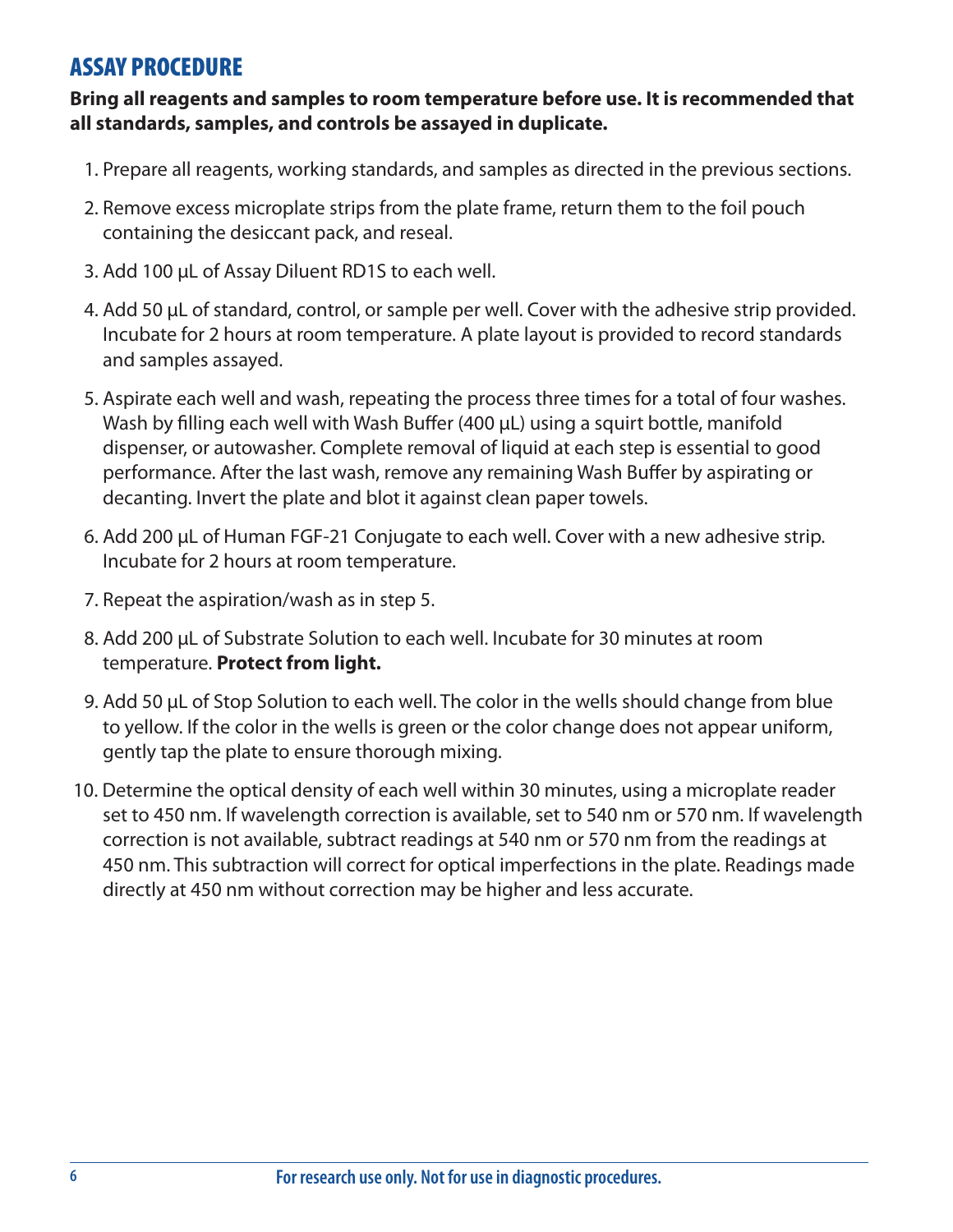## ASSAY PROCEDURE

**Bring all reagents and samples to room temperature before use. It is recommended that all standards, samples, and controls be assayed in duplicate.**

1. Prepare all reagents, working standards, and samples as directed in the previous sections.
2. Remove excess microplate strips from the plate frame, return them to the foil pouch containing the desiccant pack, and reseal.
3. Add 100 µL of Assay Diluent RD1S to each well.
4. Add 50 µL of standard, control, or sample per well. Cover with the adhesive strip provided. Incubate for 2 hours at room temperature. A plate layout is provided to record standards and samples assayed.
5. Aspirate each well and wash, repeating the process three times for a total of four washes. Wash by filling each well with Wash Buffer (400 µL) using a squirt bottle, manifold dispenser, or autowasher. Complete removal of liquid at each step is essential to good performance. After the last wash, remove any remaining Wash Buffer by aspirating or decanting. Invert the plate and blot it against clean paper towels.
6. Add 200 µL of Human FGF-21 Conjugate to each well. Cover with a new adhesive strip. Incubate for 2 hours at room temperature.
7. Repeat the aspiration/wash as in step 5.
8. Add 200 µL of Substrate Solution to each well. Incubate for 30 minutes at room temperature. **Protect from light.**
9. Add 50 µL of Stop Solution to each well. The color in the wells should change from blue to yellow. If the color in the wells is green or the color change does not appear uniform, gently tap the plate to ensure thorough mixing.
10. Determine the optical density of each well within 30 minutes, using a microplate reader set to 450 nm. If wavelength correction is available, set to 540 nm or 570 nm. If wavelength correction is not available, subtract readings at 540 nm or 570 nm from the readings at 450 nm. This subtraction will correct for optical imperfections in the plate. Readings made directly at 450 nm without correction may be higher and less accurate.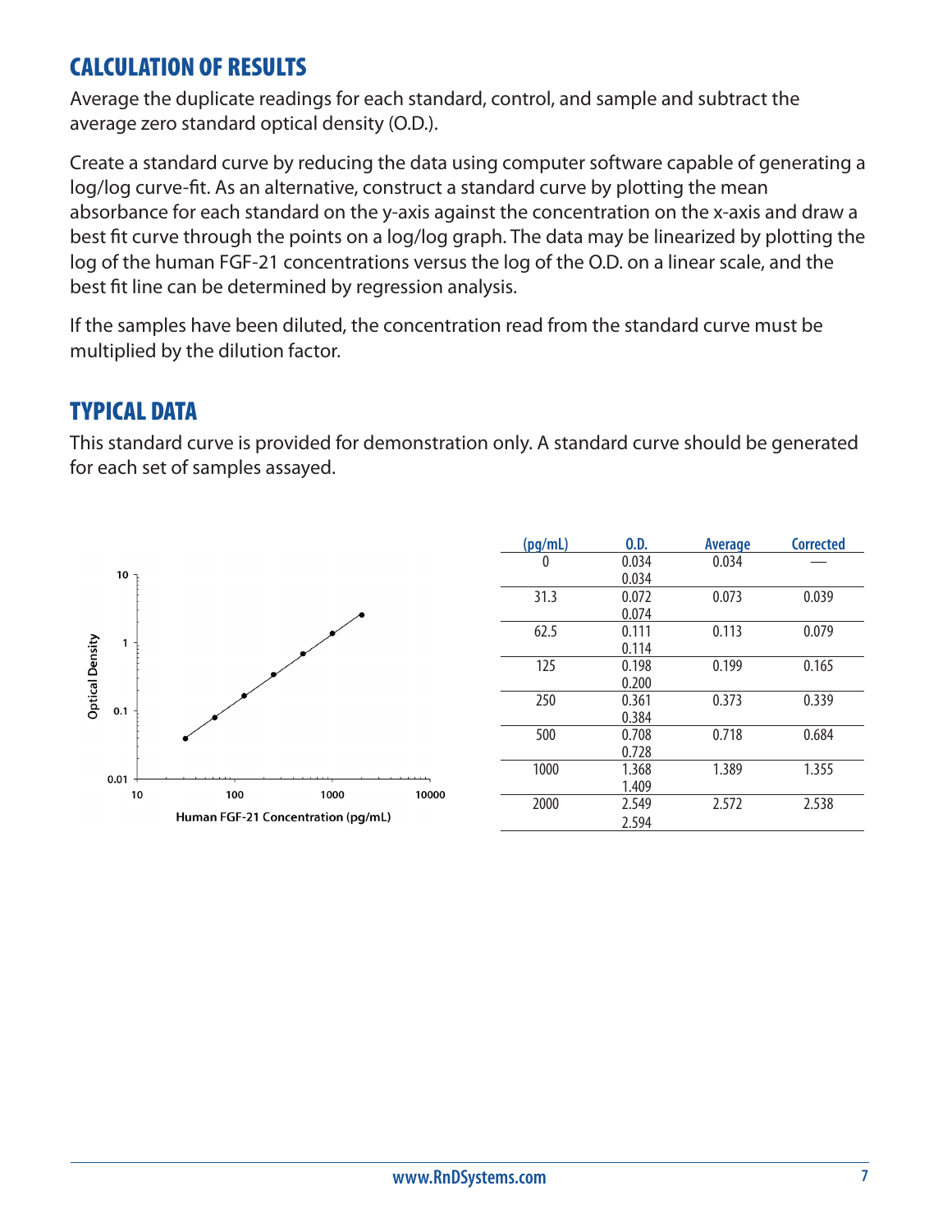## CALCULATION OF RESULTS

Average the duplicate readings for each standard, control, and sample and subtract the average zero standard optical density (O.D.).

Create a standard curve by reducing the data using computer software capable of generating a log/log curve-fit. As an alternative, construct a standard curve by plotting the mean absorbance for each standard on the y-axis against the concentration on the x-axis and draw a best fit curve through the points on a log/log graph. The data may be linearized by plotting the log of the human FGF-21 concentrations versus the log of the O.D. on a linear scale, and the best fit line can be determined by regression analysis.

If the samples have been diluted, the concentration read from the standard curve must be multiplied by the dilution factor.

## TYPICAL DATA

This standard curve is provided for demonstration only. A standard curve should be generated for each set of samples assayed.

| (pg/mL) | O.D. | Average | Corrected |
|---|---|---|---|
| 0 | 0.034<br>0.034 | 0.034 | — |
| 31.3 | 0.072<br>0.074 | 0.073 | 0.039 |
| 62.5 | 0.111<br>0.114 | 0.113 | 0.079 |
| 125 | 0.198<br>0.200 | 0.199 | 0.165 |
| 250 | 0.361<br>0.384 | 0.373 | 0.339 |
| 500 | 0.708<br>0.728 | 0.718 | 0.684 |
| 1000 | 1.368<br>1.409 | 1.389 | 1.355 |
| 2000 | 2.549<br>2.594 | 2.572 | 2.538 |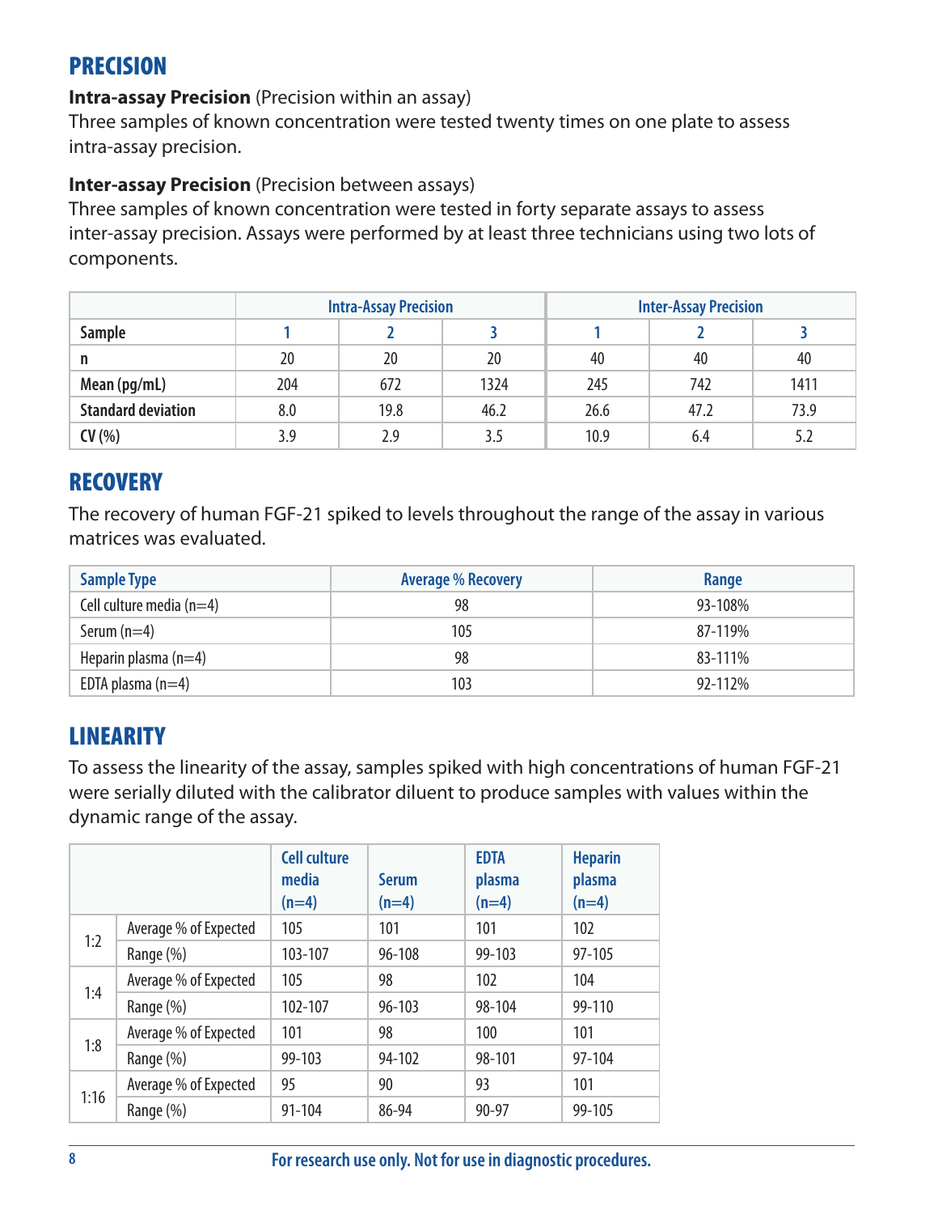## PRECISION

**Intra-assay Precision** (Precision within an assay)
Three samples of known concentration were tested twenty times on one plate to assess intra-assay precision.

**Inter-assay Precision** (Precision between assays)
Three samples of known concentration were tested in forty separate assays to assess inter-assay precision. Assays were performed by at least three technicians using two lots of components.

| | Intra-Assay Precision | | | Inter-Assay Precision | | |
|---|---|---|---|---|---|---|
| **Sample** | 1 | 2 | 3 | 1 | 2 | 3 |
| **n** | 20 | 20 | 20 | 40 | 40 | 40 |
| **Mean (pg/mL)** | 204 | 672 | 1324 | 245 | 742 | 1411 |
| **Standard deviation** | 8.0 | 19.8 | 46.2 | 26.6 | 47.2 | 73.9 |
| **CV (%)** | 3.9 | 2.9 | 3.5 | 10.9 | 6.4 | 5.2 |

## RECOVERY

The recovery of human FGF-21 spiked to levels throughout the range of the assay in various matrices was evaluated.

| Sample Type | Average % Recovery | Range |
|---|---|---|
| Cell culture media (n=4) | 98 | 93-108% |
| Serum (n=4) | 105 | 87-119% |
| Heparin plasma (n=4) | 98 | 83-111% |
| EDTA plasma (n=4) | 103 | 92-112% |

## LINEARITY

To assess the linearity of the assay, samples spiked with high concentrations of human FGF-21 were serially diluted with the calibrator diluent to produce samples with values within the dynamic range of the assay.

| | | Cell culture media (n=4) | Serum (n=4) | EDTA plasma (n=4) | Heparin plasma (n=4) |
|---|---|---|---|---|---|
| 1:2 | Average % of Expected | 105 | 101 | 101 | 102 |
| | Range (%) | 103-107 | 96-108 | 99-103 | 97-105 |
| 1:4 | Average % of Expected | 105 | 98 | 102 | 104 |
| | Range (%) | 102-107 | 96-103 | 98-104 | 99-110 |
| 1:8 | Average % of Expected | 101 | 98 | 100 | 101 |
| | Range (%) | 99-103 | 94-102 | 98-101 | 97-104 |
| 1:16 | Average % of Expected | 95 | 90 | 93 | 101 |
| | Range (%) | 91-104 | 86-94 | 90-97 | 99-105 |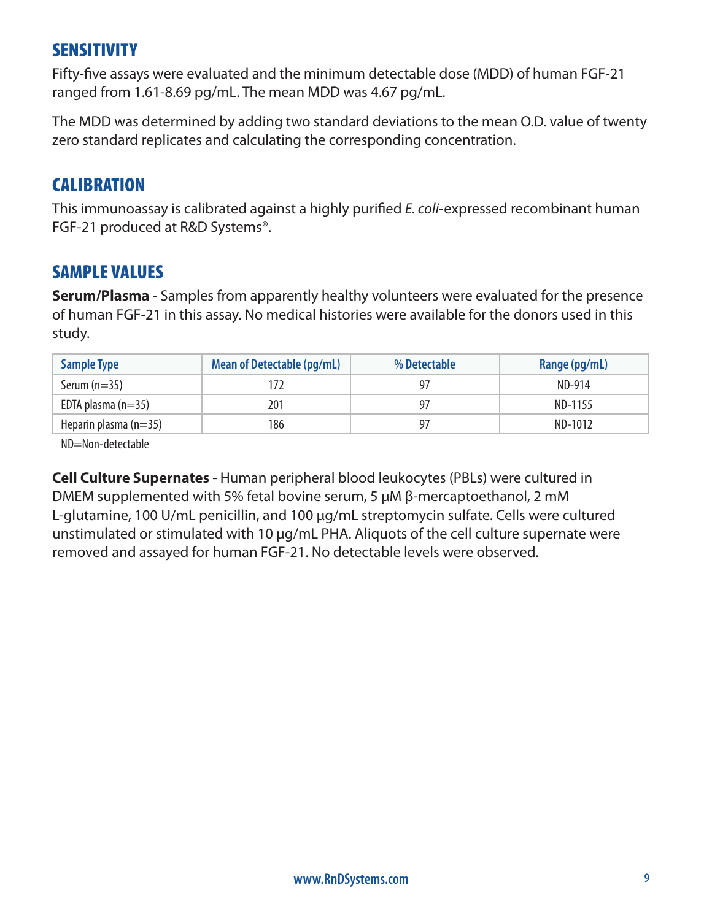## SENSITIVITY

Fifty-five assays were evaluated and the minimum detectable dose (MDD) of human FGF-21 ranged from 1.61-8.69 pg/mL. The mean MDD was 4.67 pg/mL.

The MDD was determined by adding two standard deviations to the mean O.D. value of twenty zero standard replicates and calculating the corresponding concentration.

## CALIBRATION

This immunoassay is calibrated against a highly purified *E. coli*-expressed recombinant human FGF-21 produced at R&D Systems®.

## SAMPLE VALUES

**Serum/Plasma** - Samples from apparently healthy volunteers were evaluated for the presence of human FGF-21 in this assay. No medical histories were available for the donors used in this study.

| Sample Type | Mean of Detectable (pg/mL) | % Detectable | Range (pg/mL) |
|---|---|---|---|
| Serum (n=35) | 172 | 97 | ND-914 |
| EDTA plasma (n=35) | 201 | 97 | ND-1155 |
| Heparin plasma (n=35) | 186 | 97 | ND-1012 |

ND=Non-detectable

**Cell Culture Supernates** - Human peripheral blood leukocytes (PBLs) were cultured in DMEM supplemented with 5% fetal bovine serum, 5 µM β-mercaptoethanol, 2 mM L-glutamine, 100 U/mL penicillin, and 100 µg/mL streptomycin sulfate. Cells were cultured unstimulated or stimulated with 10 µg/mL PHA. Aliquots of the cell culture supernate were removed and assayed for human FGF-21. No detectable levels were observed.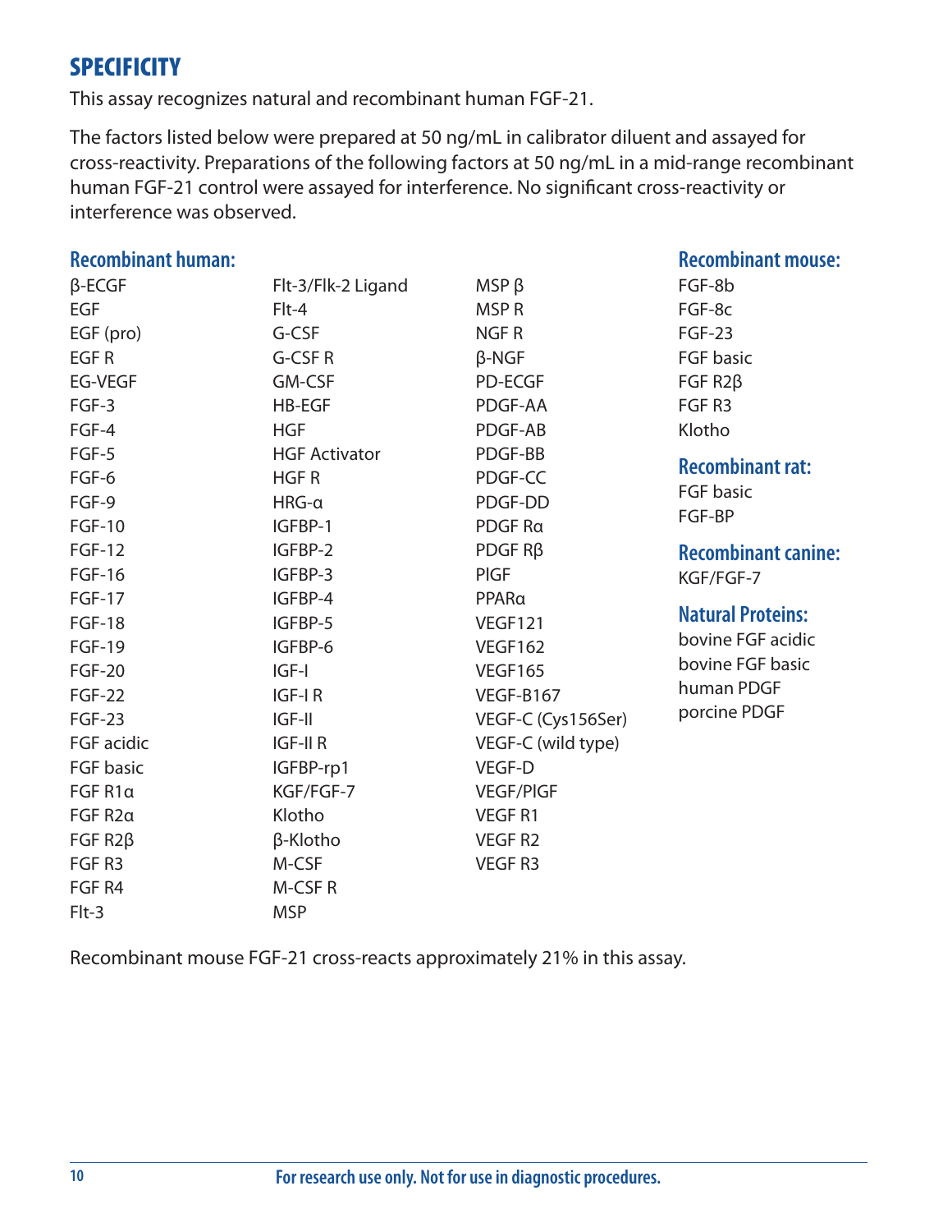## SPECIFICITY

This assay recognizes natural and recombinant human FGF-21.

The factors listed below were prepared at 50 ng/mL in calibrator diluent and assayed for cross-reactivity. Preparations of the following factors at 50 ng/mL in a mid-range recombinant human FGF-21 control were assayed for interference. No significant cross-reactivity or interference was observed.

### Recombinant human:

β-ECGF
EGF
EGF (pro)
EGF R
EG-VEGF
FGF-3
FGF-4
FGF-5
FGF-6
FGF-9
FGF-10
FGF-12
FGF-16
FGF-17
FGF-18
FGF-19
FGF-20
FGF-22
FGF-23
FGF acidic
FGF basic
FGF R1α
FGF R2α
FGF R2β
FGF R3
FGF R4
Flt-3
Flt-3/Flk-2 Ligand
Flt-4
G-CSF
G-CSF R
GM-CSF
HB-EGF
HGF
HGF Activator
HGF R
HRG-α
IGFBP-1
IGFBP-2
IGFBP-3
IGFBP-4
IGFBP-5
IGFBP-6
IGF-I
IGF-I R
IGF-II
IGF-II R
IGFBP-rp1
KGF/FGF-7
Klotho
β-Klotho
M-CSF
M-CSF R
MSP
MSP β
MSP R
NGF R
β-NGF
PD-ECGF
PDGF-AA
PDGF-AB
PDGF-BB
PDGF-CC
PDGF-DD
PDGF Rα
PDGF Rβ
PlGF
PPARα
VEGF121
VEGF162
VEGF165
VEGF-B167
VEGF-C (Cys156Ser)
VEGF-C (wild type)
VEGF-D
VEGF/PlGF
VEGF R1
VEGF R2
VEGF R3

### Recombinant mouse:

FGF-8b
FGF-8c
FGF-23
FGF basic
FGF R2β
FGF R3
Klotho

### Recombinant rat:

FGF basic
FGF-BP

### Recombinant canine:

KGF/FGF-7

### Natural Proteins:

bovine FGF acidic
bovine FGF basic
human PDGF
porcine PDGF

Recombinant mouse FGF-21 cross-reacts approximately 21% in this assay.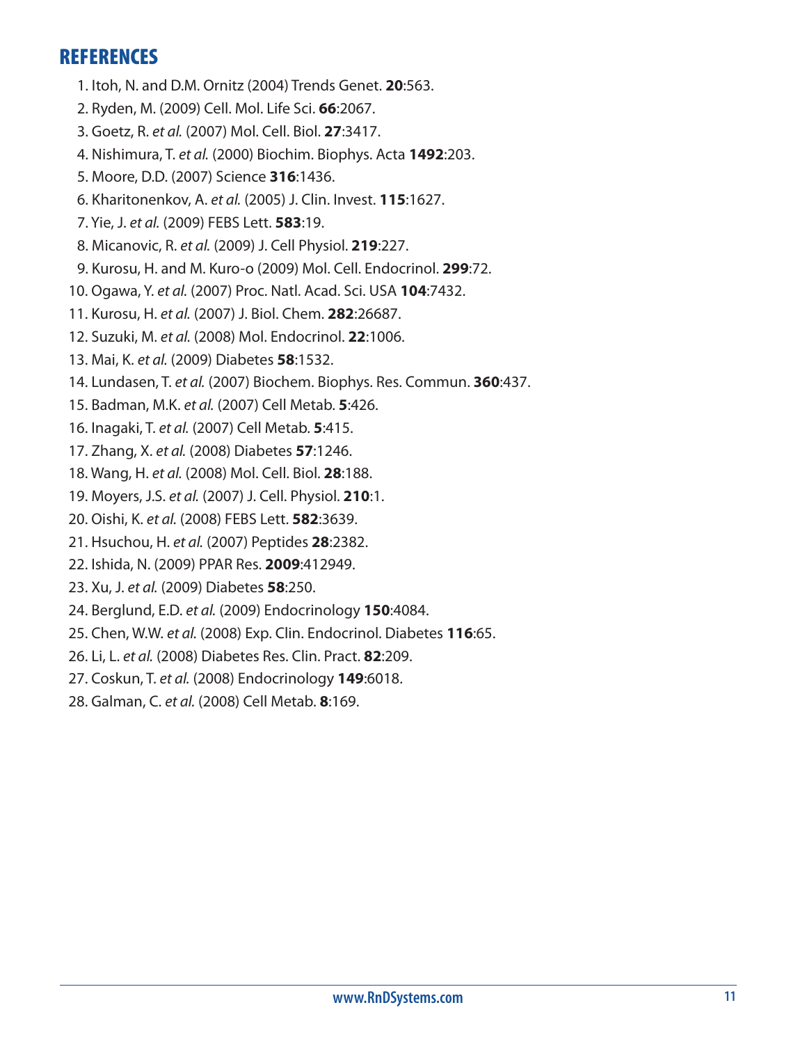# REFERENCES

1. Itoh, N. and D.M. Ornitz (2004) Trends Genet. **20**:563.
2. Ryden, M. (2009) Cell. Mol. Life Sci. **66**:2067.
3. Goetz, R. *et al.* (2007) Mol. Cell. Biol. **27**:3417.
4. Nishimura, T. *et al.* (2000) Biochim. Biophys. Acta **1492**:203.
5. Moore, D.D. (2007) Science **316**:1436.
6. Kharitonenkov, A. *et al.* (2005) J. Clin. Invest. **115**:1627.
7. Yie, J. *et al.* (2009) FEBS Lett. **583**:19.
8. Micanovic, R. *et al.* (2009) J. Cell Physiol. **219**:227.
9. Kurosu, H. and M. Kuro-o (2009) Mol. Cell. Endocrinol. **299**:72.
10. Ogawa, Y. *et al.* (2007) Proc. Natl. Acad. Sci. USA **104**:7432.
11. Kurosu, H. *et al.* (2007) J. Biol. Chem. **282**:26687.
12. Suzuki, M. *et al.* (2008) Mol. Endocrinol. **22**:1006.
13. Mai, K. *et al.* (2009) Diabetes **58**:1532.
14. Lundasen, T. *et al.* (2007) Biochem. Biophys. Res. Commun. **360**:437.
15. Badman, M.K. *et al.* (2007) Cell Metab. **5**:426.
16. Inagaki, T. *et al.* (2007) Cell Metab. **5**:415.
17. Zhang, X. *et al.* (2008) Diabetes **57**:1246.
18. Wang, H. *et al.* (2008) Mol. Cell. Biol. **28**:188.
19. Moyers, J.S. *et al.* (2007) J. Cell. Physiol. **210**:1.
20. Oishi, K. *et al.* (2008) FEBS Lett. **582**:3639.
21. Hsuchou, H. *et al.* (2007) Peptides **28**:2382.
22. Ishida, N. (2009) PPAR Res. **2009**:412949.
23. Xu, J. *et al.* (2009) Diabetes **58**:250.
24. Berglund, E.D. *et al.* (2009) Endocrinology **150**:4084.
25. Chen, W.W. *et al.* (2008) Exp. Clin. Endocrinol. Diabetes **116**:65.
26. Li, L. *et al.* (2008) Diabetes Res. Clin. Pract. **82**:209.
27. Coskun, T. *et al.* (2008) Endocrinology **149**:6018.
28. Galman, C. *et al.* (2008) Cell Metab. **8**:169.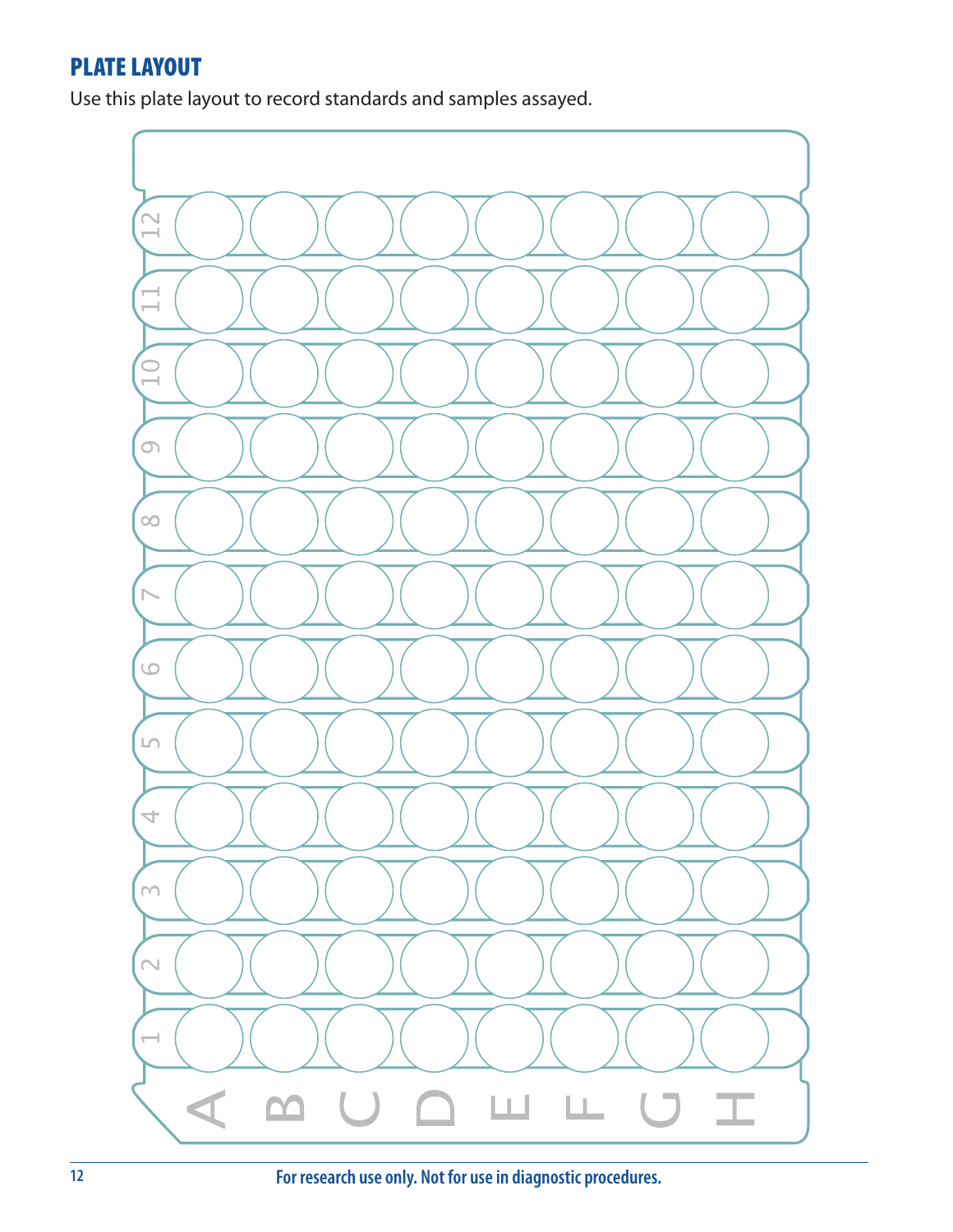## PLATE LAYOUT

Use this plate layout to record standards and samples assayed.

|  | 1 | 2 | 3 | 4 | 5 | 6 | 7 | 8 | 9 | 10 | 11 | 12 |
|---|---|---|---|---|---|---|---|---|---|---|---|---|
| A |  |  |  |  |  |  |  |  |  |  |  |  |
| B |  |  |  |  |  |  |  |  |  |  |  |  |
| C |  |  |  |  |  |  |  |  |  |  |  |  |
| D |  |  |  |  |  |  |  |  |  |  |  |  |
| E |  |  |  |  |  |  |  |  |  |  |  |  |
| F |  |  |  |  |  |  |  |  |  |  |  |  |
| G |  |  |  |  |  |  |  |  |  |  |  |  |
| H |  |  |  |  |  |  |  |  |  |  |  |  |

For research use only. Not for use in diagnostic procedures.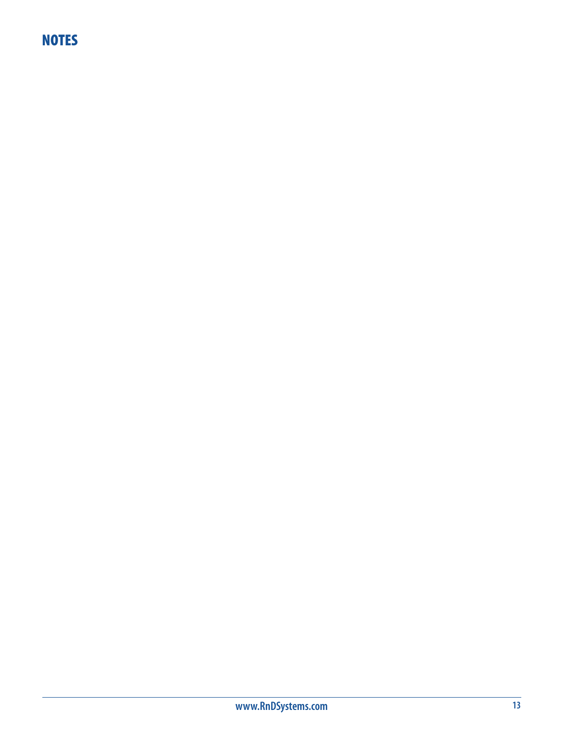## NOTES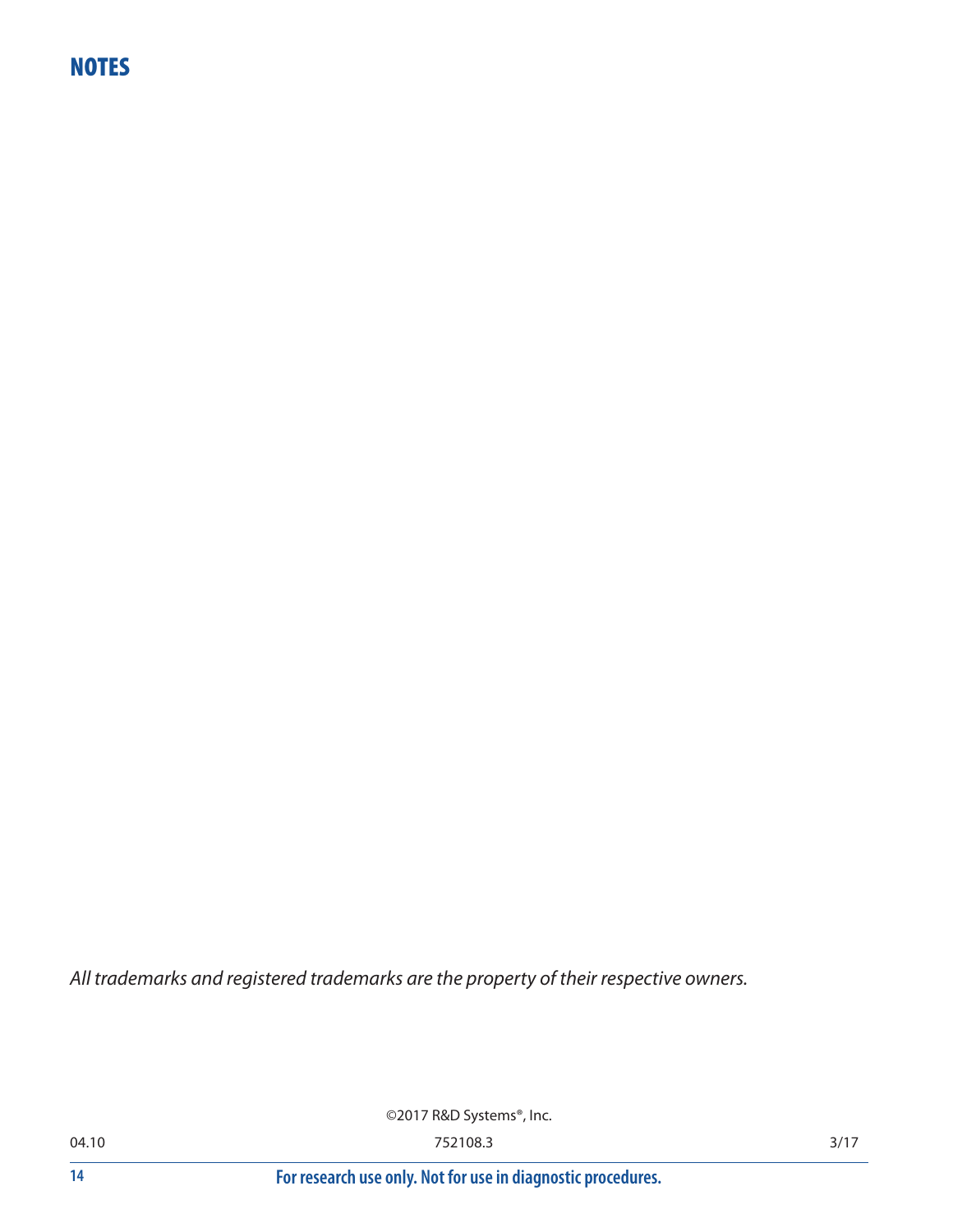## NOTES

*All trademarks and registered trademarks are the property of their respective owners.*

©2017 R&D Systems®, Inc.

04.10 752108.3 3/17

**For research use only. Not for use in diagnostic procedures.**